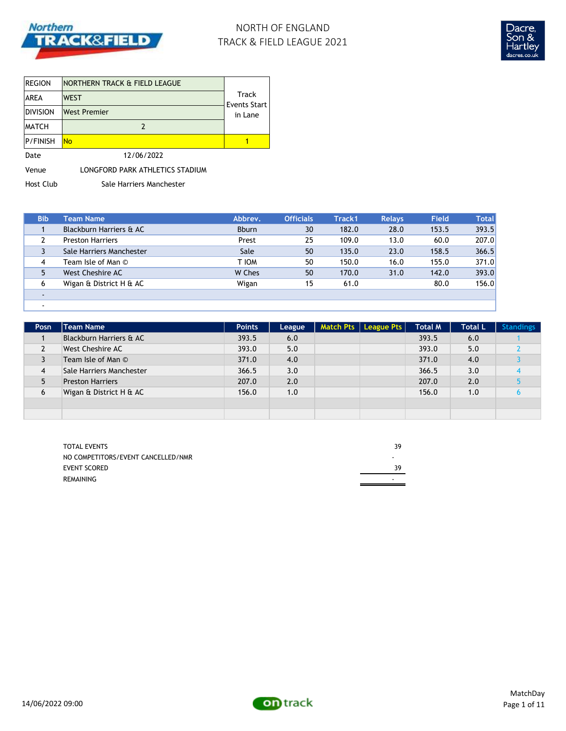# NORTH OF ENGLAND
## TRACK & FIELD LEAGUE 2021

| REGION | NORTHERN TRACK & FIELD LEAGUE | Track Events Start in Lane |
|---|---|---|
| AREA | WEST | |
| DIVISION | West Premier | |
| MATCH | 2 | |
| P/FINISH | No | 1 |

Date 12/06/2022

Venue LONGFORD PARK ATHLETICS STADIUM

Host Club Sale Harriers Manchester

| Bib | Team Name | Abbrev. | Officials | Track1 | Relays | Field | Total |
|---|---|---|---|---|---|---|---|
| 1 | Blackburn Harriers & AC | Bburn | 30 | 182.0 | 28.0 | 153.5 | 393.5 |
| 2 | Preston Harriers | Prest | 25 | 109.0 | 13.0 | 60.0 | 207.0 |
| 3 | Sale Harriers Manchester | Sale | 50 | 135.0 | 23.0 | 158.5 | 366.5 |
| 4 | Team Isle of Man © | T IOM | 50 | 150.0 | 16.0 | 155.0 | 371.0 |
| 5 | West Cheshire AC | W Ches | 50 | 170.0 | 31.0 | 142.0 | 393.0 |
| 6 | Wigan & District H & AC | Wigan | 15 | 61.0 | | 80.0 | 156.0 |
| - | | | | | | | |
| - | | | | | | | |

| Posn | Team Name | Points | League | Match Pts | League Pts | Total M | Total L | Standings |
|---|---|---|---|---|---|---|---|---|
| 1 | Blackburn Harriers & AC | 393.5 | 6.0 | | | 393.5 | 6.0 | 1 |
| 2 | West Cheshire AC | 393.0 | 5.0 | | | 393.0 | 5.0 | 2 |
| 3 | Team Isle of Man © | 371.0 | 4.0 | | | 371.0 | 4.0 | 3 |
| 4 | Sale Harriers Manchester | 366.5 | 3.0 | | | 366.5 | 3.0 | 4 |
| 5 | Preston Harriers | 207.0 | 2.0 | | | 207.0 | 2.0 | 5 |
| 6 | Wigan & District H & AC | 156.0 | 1.0 | | | 156.0 | 1.0 | 6 |
| | | | | | | | | |
| | | | | | | | | |

| | |
|---|---|
| TOTAL EVENTS | 39 |
| NO COMPETITORS/EVENT CANCELLED/NMR | - |
| EVENT SCORED | 39 |
| REMAINING | - |

14/06/2022 09:00

MatchDay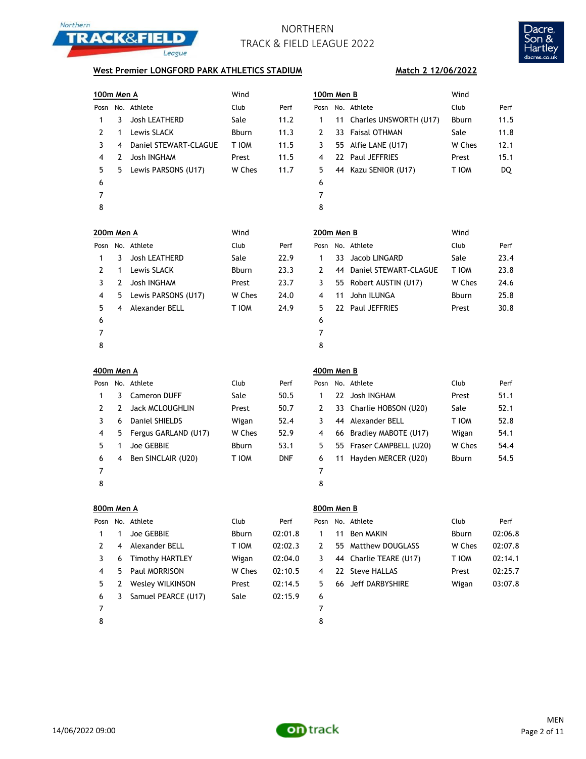# NORTHERN TRACK & FIELD LEAGUE 2022

**West Premier LONGFORD PARK ATHLETICS STADIUM** **Match 2 12/06/2022**

**100m Men A** Wind

| Posn | No. | Athlete | Club | Perf |
|---|---|---|---|---|
| 1 | 3 | Josh LEATHERD | Sale | 11.2 |
| 2 | 1 | Lewis SLACK | Bburn | 11.3 |
| 3 | 4 | Daniel STEWART-CLAGUE | T IOM | 11.5 |
| 4 | 2 | Josh INGHAM | Prest | 11.5 |
| 5 | 5 | Lewis PARSONS (U17) | W Ches | 11.7 |
| 6 | | | | |
| 7 | | | | |
| 8 | | | | |

**100m Men B** Wind

| Posn | No. | Athlete | Club | Perf |
|---|---|---|---|---|
| 1 | 11 | Charles UNSWORTH (U17) | Bburn | 11.5 |
| 2 | 33 | Faisal OTHMAN | Sale | 11.8 |
| 3 | 55 | Alfie LANE (U17) | W Ches | 12.1 |
| 4 | 22 | Paul JEFFRIES | Prest | 15.1 |
| 5 | 44 | Kazu SENIOR (U17) | T IOM | DQ |
| 6 | | | | |
| 7 | | | | |
| 8 | | | | |

**200m Men A** Wind

| Posn | No. | Athlete | Club | Perf |
|---|---|---|---|---|
| 1 | 3 | Josh LEATHERD | Sale | 22.9 |
| 2 | 1 | Lewis SLACK | Bburn | 23.3 |
| 3 | 2 | Josh INGHAM | Prest | 23.7 |
| 4 | 5 | Lewis PARSONS (U17) | W Ches | 24.0 |
| 5 | 4 | Alexander BELL | T IOM | 24.9 |
| 6 | | | | |
| 7 | | | | |
| 8 | | | | |

**200m Men B** Wind

| Posn | No. | Athlete | Club | Perf |
|---|---|---|---|---|
| 1 | 33 | Jacob LINGARD | Sale | 23.4 |
| 2 | 44 | Daniel STEWART-CLAGUE | T IOM | 23.8 |
| 3 | 55 | Robert AUSTIN (U17) | W Ches | 24.6 |
| 4 | 11 | John ILUNGA | Bburn | 25.8 |
| 5 | 22 | Paul JEFFRIES | Prest | 30.8 |
| 6 | | | | |
| 7 | | | | |
| 8 | | | | |

**400m Men A**

| Posn | No. | Athlete | Club | Perf |
|---|---|---|---|---|
| 1 | 3 | Cameron DUFF | Sale | 50.5 |
| 2 | 2 | Jack MCLOUGHLIN | Prest | 50.7 |
| 3 | 6 | Daniel SHIELDS | Wigan | 52.4 |
| 4 | 5 | Fergus GARLAND (U17) | W Ches | 52.9 |
| 5 | 1 | Joe GEBBIE | Bburn | 53.1 |
| 6 | 4 | Ben SINCLAIR (U20) | T IOM | DNF |
| 7 | | | | |
| 8 | | | | |

**400m Men B**

| Posn | No. | Athlete | Club | Perf |
|---|---|---|---|---|
| 1 | 22 | Josh INGHAM | Prest | 51.1 |
| 2 | 33 | Charlie HOBSON (U20) | Sale | 52.1 |
| 3 | 44 | Alexander BELL | T IOM | 52.8 |
| 4 | 66 | Bradley MABOTE (U17) | Wigan | 54.1 |
| 5 | 55 | Fraser CAMPBELL (U20) | W Ches | 54.4 |
| 6 | 11 | Hayden MERCER (U20) | Bburn | 54.5 |
| 7 | | | | |
| 8 | | | | |

**800m Men A**

| Posn | No. | Athlete | Club | Perf |
|---|---|---|---|---|
| 1 | 1 | Joe GEBBIE | Bburn | 02:01.8 |
| 2 | 4 | Alexander BELL | T IOM | 02:02.3 |
| 3 | 6 | Timothy HARTLEY | Wigan | 02:04.0 |
| 4 | 5 | Paul MORRISON | W Ches | 02:10.5 |
| 5 | 2 | Wesley WILKINSON | Prest | 02:14.5 |
| 6 | 3 | Samuel PEARCE (U17) | Sale | 02:15.9 |
| 7 | | | | |
| 8 | | | | |

**800m Men B**

| Posn | No. | Athlete | Club | Perf |
|---|---|---|---|---|
| 1 | 11 | Ben MAKIN | Bburn | 02:06.8 |
| 2 | 55 | Matthew DOUGLASS | W Ches | 02:07.8 |
| 3 | 44 | Charlie TEARE (U17) | T IOM | 02:14.1 |
| 4 | 22 | Steve HALLAS | Prest | 02:25.7 |
| 5 | 66 | Jeff DARBYSHIRE | Wigan | 03:07.8 |
| 6 | | | | |
| 7 | | | | |
| 8 | | | | |

14/06/2022 09:00

MEN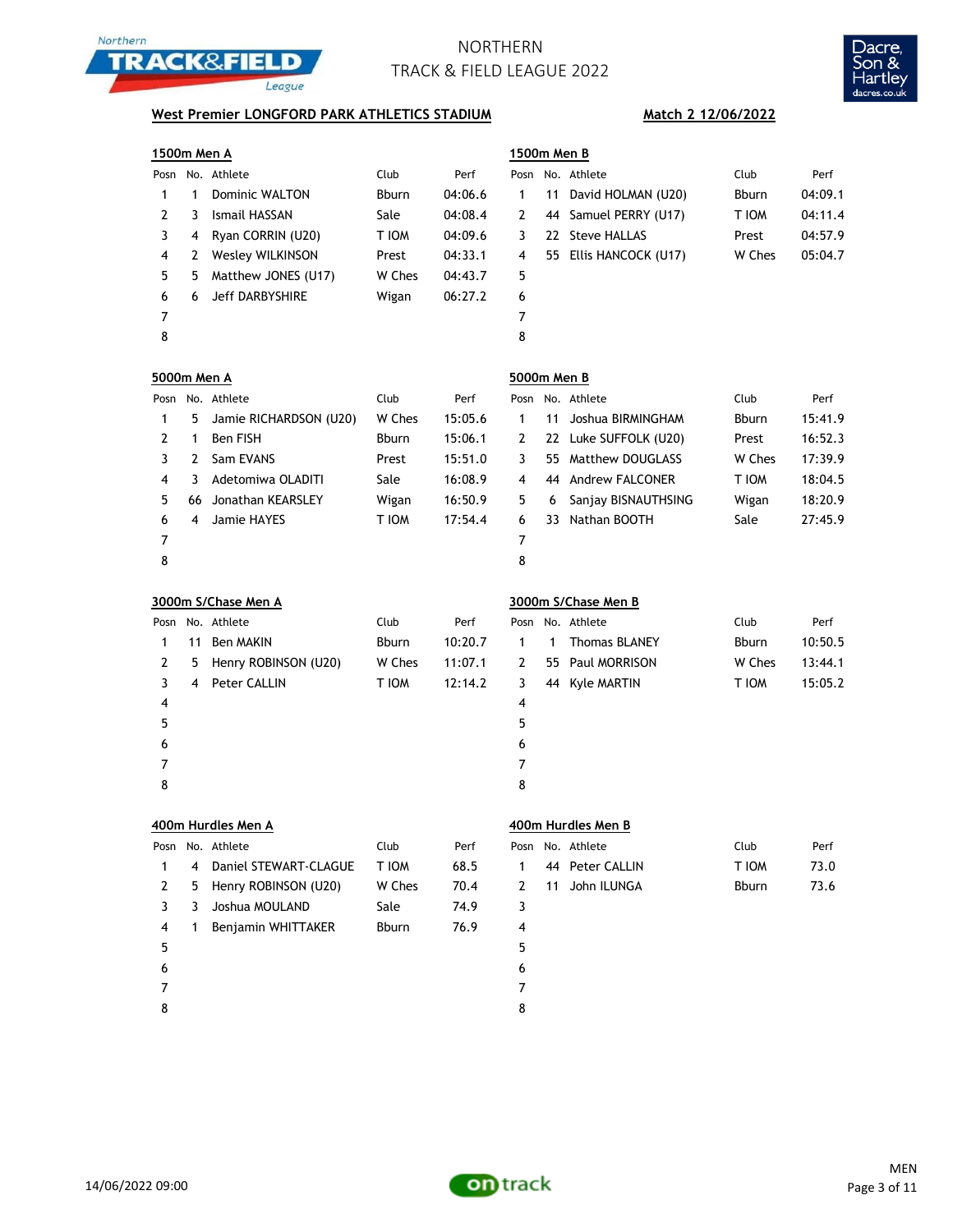# NORTHERN TRACK & FIELD LEAGUE 2022

**West Premier LONGFORD PARK ATHLETICS STADIUM** **Match 2 12/06/2022**

### 1500m Men A

| Posn | No. | Athlete | Club | Perf |
|---|---|---|---|---|
| 1 | 1 | Dominic WALTON | Bburn | 04:06.6 |
| 2 | 3 | Ismail HASSAN | Sale | 04:08.4 |
| 3 | 4 | Ryan CORRIN (U20) | T IOM | 04:09.6 |
| 4 | 2 | Wesley WILKINSON | Prest | 04:33.1 |
| 5 | 5 | Matthew JONES (U17) | W Ches | 04:43.7 |
| 6 | 6 | Jeff DARBYSHIRE | Wigan | 06:27.2 |
| 7 | | | | |
| 8 | | | | |

### 1500m Men B

| Posn | No. | Athlete | Club | Perf |
|---|---|---|---|---|
| 1 | 11 | David HOLMAN (U20) | Bburn | 04:09.1 |
| 2 | 44 | Samuel PERRY (U17) | T IOM | 04:11.4 |
| 3 | 22 | Steve HALLAS | Prest | 04:57.9 |
| 4 | 55 | Ellis HANCOCK (U17) | W Ches | 05:04.7 |
| 5 | | | | |
| 6 | | | | |
| 7 | | | | |
| 8 | | | | |

### 5000m Men A

| Posn | No. | Athlete | Club | Perf |
|---|---|---|---|---|
| 1 | 5 | Jamie RICHARDSON (U20) | W Ches | 15:05.6 |
| 2 | 1 | Ben FISH | Bburn | 15:06.1 |
| 3 | 2 | Sam EVANS | Prest | 15:51.0 |
| 4 | 3 | Adetomiwa OLADITI | Sale | 16:08.9 |
| 5 | 66 | Jonathan KEARSLEY | Wigan | 16:50.9 |
| 6 | 4 | Jamie HAYES | T IOM | 17:54.4 |
| 7 | | | | |
| 8 | | | | |

### 5000m Men B

| Posn | No. | Athlete | Club | Perf |
|---|---|---|---|---|
| 1 | 11 | Joshua BIRMINGHAM | Bburn | 15:41.9 |
| 2 | 22 | Luke SUFFOLK (U20) | Prest | 16:52.3 |
| 3 | 55 | Matthew DOUGLASS | W Ches | 17:39.9 |
| 4 | 44 | Andrew FALCONER | T IOM | 18:04.5 |
| 5 | 6 | Sanjay BISNAUTHSING | Wigan | 18:20.9 |
| 6 | 33 | Nathan BOOTH | Sale | 27:45.9 |
| 7 | | | | |
| 8 | | | | |

### 3000m S/Chase Men A

| Posn | No. | Athlete | Club | Perf |
|---|---|---|---|---|
| 1 | 11 | Ben MAKIN | Bburn | 10:20.7 |
| 2 | 5 | Henry ROBINSON (U20) | W Ches | 11:07.1 |
| 3 | 4 | Peter CALLIN | T IOM | 12:14.2 |
| 4 | | | | |
| 5 | | | | |
| 6 | | | | |
| 7 | | | | |
| 8 | | | | |

### 3000m S/Chase Men B

| Posn | No. | Athlete | Club | Perf |
|---|---|---|---|---|
| 1 | 1 | Thomas BLANEY | Bburn | 10:50.5 |
| 2 | 55 | Paul MORRISON | W Ches | 13:44.1 |
| 3 | 44 | Kyle MARTIN | T IOM | 15:05.2 |
| 4 | | | | |
| 5 | | | | |
| 6 | | | | |
| 7 | | | | |
| 8 | | | | |

### 400m Hurdles Men A

| Posn | No. | Athlete | Club | Perf |
|---|---|---|---|---|
| 1 | 4 | Daniel STEWART-CLAGUE | T IOM | 68.5 |
| 2 | 5 | Henry ROBINSON (U20) | W Ches | 70.4 |
| 3 | 3 | Joshua MOULAND | Sale | 74.9 |
| 4 | 1 | Benjamin WHITTAKER | Bburn | 76.9 |
| 5 | | | | |
| 6 | | | | |
| 7 | | | | |
| 8 | | | | |

### 400m Hurdles Men B

| Posn | No. | Athlete | Club | Perf |
|---|---|---|---|---|
| 1 | 44 | Peter CALLIN | T IOM | 73.0 |
| 2 | 11 | John ILUNGA | Bburn | 73.6 |
| 3 | | | | |
| 4 | | | | |
| 5 | | | | |
| 6 | | | | |
| 7 | | | | |
| 8 | | | | |

14/06/2022 09:00 MEN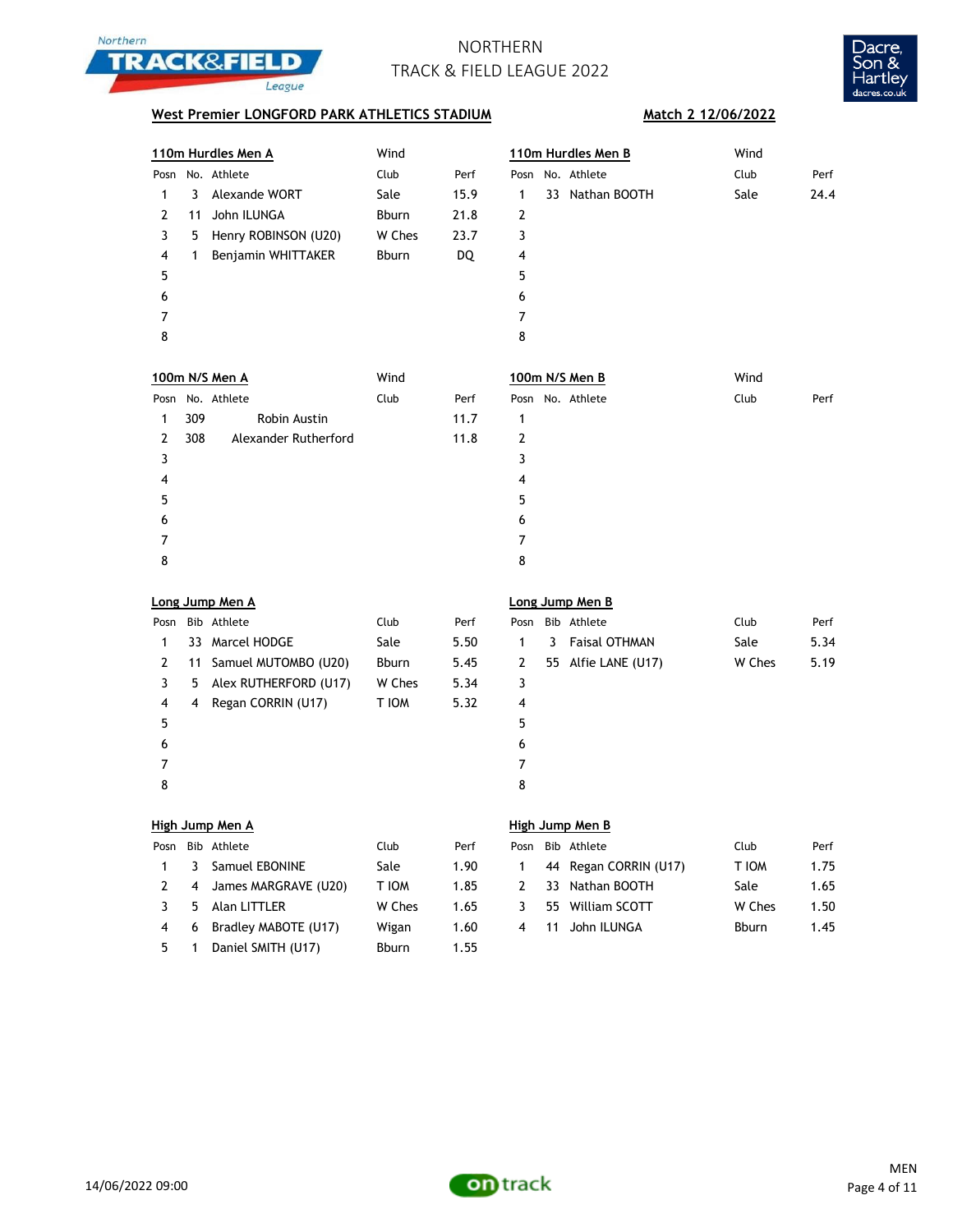# NORTHERN TRACK & FIELD LEAGUE 2022

**West Premier LONGFORD PARK ATHLETICS STADIUM** — **Match 2 12/06/2022**

## 110m Hurdles Men A

Wind

| Posn | No. | Athlete | Club | Perf |
|---|---|---|---|---|
| 1 | 3 | Alexande WORT | Sale | 15.9 |
| 2 | 11 | John ILUNGA | Bburn | 21.8 |
| 3 | 5 | Henry ROBINSON (U20) | W Ches | 23.7 |
| 4 | 1 | Benjamin WHITTAKER | Bburn | DQ |
| 5 | | | | |
| 6 | | | | |
| 7 | | | | |
| 8 | | | | |

## 110m Hurdles Men B

Wind

| Posn | No. | Athlete | Club | Perf |
|---|---|---|---|---|
| 1 | 33 | Nathan BOOTH | Sale | 24.4 |
| 2 | | | | |
| 3 | | | | |
| 4 | | | | |
| 5 | | | | |
| 6 | | | | |
| 7 | | | | |
| 8 | | | | |

## 100m N/S Men A

Wind

| Posn | No. | Athlete | Club | Perf |
|---|---|---|---|---|
| 1 | 309 | Robin Austin | | 11.7 |
| 2 | 308 | Alexander Rutherford | | 11.8 |
| 3 | | | | |
| 4 | | | | |
| 5 | | | | |
| 6 | | | | |
| 7 | | | | |
| 8 | | | | |

## 100m N/S Men B

Wind

| Posn | No. | Athlete | Club | Perf |
|---|---|---|---|---|
| 1 | | | | |
| 2 | | | | |
| 3 | | | | |
| 4 | | | | |
| 5 | | | | |
| 6 | | | | |
| 7 | | | | |
| 8 | | | | |

## Long Jump Men A

| Posn | Bib | Athlete | Club | Perf |
|---|---|---|---|---|
| 1 | 33 | Marcel HODGE | Sale | 5.50 |
| 2 | 11 | Samuel MUTOMBO (U20) | Bburn | 5.45 |
| 3 | 5 | Alex RUTHERFORD (U17) | W Ches | 5.34 |
| 4 | 4 | Regan CORRIN (U17) | T IOM | 5.32 |
| 5 | | | | |
| 6 | | | | |
| 7 | | | | |
| 8 | | | | |

## Long Jump Men B

| Posn | Bib | Athlete | Club | Perf |
|---|---|---|---|---|
| 1 | 3 | Faisal OTHMAN | Sale | 5.34 |
| 2 | 55 | Alfie LANE (U17) | W Ches | 5.19 |
| 3 | | | | |
| 4 | | | | |
| 5 | | | | |
| 6 | | | | |
| 7 | | | | |
| 8 | | | | |

## High Jump Men A

| Posn | Bib | Athlete | Club | Perf |
|---|---|---|---|---|
| 1 | 3 | Samuel EBONINE | Sale | 1.90 |
| 2 | 4 | James MARGRAVE (U20) | T IOM | 1.85 |
| 3 | 5 | Alan LITTLER | W Ches | 1.65 |
| 4 | 6 | Bradley MABOTE (U17) | Wigan | 1.60 |
| 5 | 1 | Daniel SMITH (U17) | Bburn | 1.55 |

## High Jump Men B

| Posn | Bib | Athlete | Club | Perf |
|---|---|---|---|---|
| 1 | 44 | Regan CORRIN (U17) | T IOM | 1.75 |
| 2 | 33 | Nathan BOOTH | Sale | 1.65 |
| 3 | 55 | William SCOTT | W Ches | 1.50 |
| 4 | 11 | John ILUNGA | Bburn | 1.45 |

14/06/2022 09:00

MEN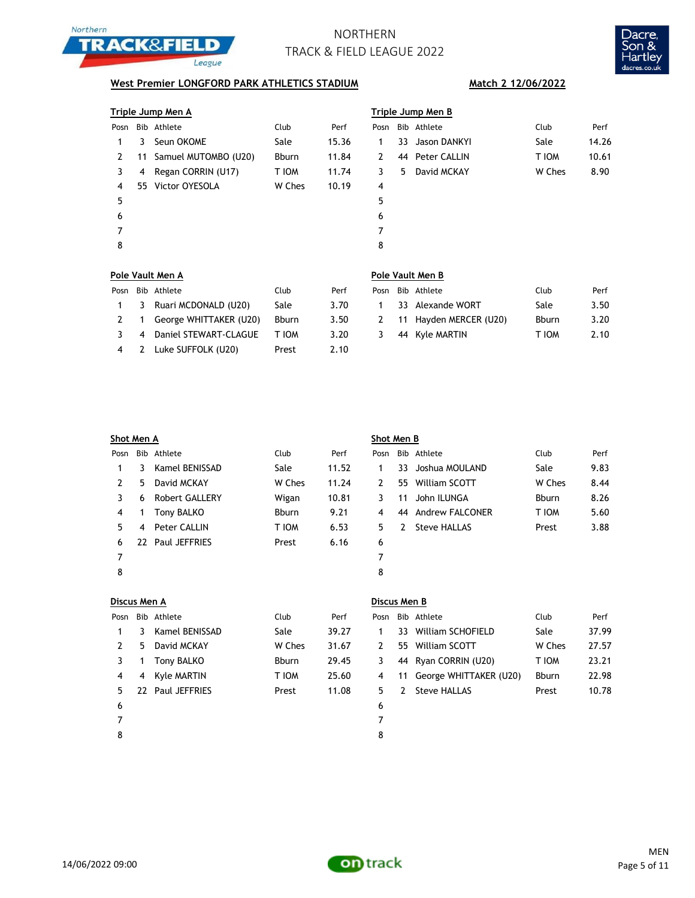# NORTHERN TRACK & FIELD LEAGUE 2022

**West Premier LONGFORD PARK ATHLETICS STADIUM** — **Match 2 12/06/2022**

## Triple Jump Men A

| Posn | Bib | Athlete | Club | Perf |
|---|---|---|---|---|
| 1 | 3 | Seun OKOME | Sale | 15.36 |
| 2 | 11 | Samuel MUTOMBO (U20) | Bburn | 11.84 |
| 3 | 4 | Regan CORRIN (U17) | T IOM | 11.74 |
| 4 | 55 | Victor OYESOLA | W Ches | 10.19 |
| 5 | | | | |
| 6 | | | | |
| 7 | | | | |
| 8 | | | | |

## Triple Jump Men B

| Posn | Bib | Athlete | Club | Perf |
|---|---|---|---|---|
| 1 | 33 | Jason DANKYI | Sale | 14.26 |
| 2 | 44 | Peter CALLIN | T IOM | 10.61 |
| 3 | 5 | David MCKAY | W Ches | 8.90 |
| 4 | | | | |
| 5 | | | | |
| 6 | | | | |
| 7 | | | | |
| 8 | | | | |

## Pole Vault Men A

| Posn | Bib | Athlete | Club | Perf |
|---|---|---|---|---|
| 1 | 3 | Ruari MCDONALD (U20) | Sale | 3.70 |
| 2 | 1 | George WHITTAKER (U20) | Bburn | 3.50 |
| 3 | 4 | Daniel STEWART-CLAGUE | T IOM | 3.20 |
| 4 | 2 | Luke SUFFOLK (U20) | Prest | 2.10 |

## Pole Vault Men B

| Posn | Bib | Athlete | Club | Perf |
|---|---|---|---|---|
| 1 | 33 | Alexande WORT | Sale | 3.50 |
| 2 | 11 | Hayden MERCER (U20) | Bburn | 3.20 |
| 3 | 44 | Kyle MARTIN | T IOM | 2.10 |

## Shot Men A

| Posn | Bib | Athlete | Club | Perf |
|---|---|---|---|---|
| 1 | 3 | Kamel BENISSAD | Sale | 11.52 |
| 2 | 5 | David MCKAY | W Ches | 11.24 |
| 3 | 6 | Robert GALLERY | Wigan | 10.81 |
| 4 | 1 | Tony BALKO | Bburn | 9.21 |
| 5 | 4 | Peter CALLIN | T IOM | 6.53 |
| 6 | 22 | Paul JEFFRIES | Prest | 6.16 |
| 7 | | | | |
| 8 | | | | |

## Shot Men B

| Posn | Bib | Athlete | Club | Perf |
|---|---|---|---|---|
| 1 | 33 | Joshua MOULAND | Sale | 9.83 |
| 2 | 55 | William SCOTT | W Ches | 8.44 |
| 3 | 11 | John ILUNGA | Bburn | 8.26 |
| 4 | 44 | Andrew FALCONER | T IOM | 5.60 |
| 5 | 2 | Steve HALLAS | Prest | 3.88 |
| 6 | | | | |
| 7 | | | | |
| 8 | | | | |

## Discus Men A

| Posn | Bib | Athlete | Club | Perf |
|---|---|---|---|---|
| 1 | 3 | Kamel BENISSAD | Sale | 39.27 |
| 2 | 5 | David MCKAY | W Ches | 31.67 |
| 3 | 1 | Tony BALKO | Bburn | 29.45 |
| 4 | 4 | Kyle MARTIN | T IOM | 25.60 |
| 5 | 22 | Paul JEFFRIES | Prest | 11.08 |
| 6 | | | | |
| 7 | | | | |
| 8 | | | | |

## Discus Men B

| Posn | Bib | Athlete | Club | Perf |
|---|---|---|---|---|
| 1 | 33 | William SCHOFIELD | Sale | 37.99 |
| 2 | 55 | William SCOTT | W Ches | 27.57 |
| 3 | 44 | Ryan CORRIN (U20) | T IOM | 23.21 |
| 4 | 11 | George WHITTAKER (U20) | Bburn | 22.98 |
| 5 | 2 | Steve HALLAS | Prest | 10.78 |
| 6 | | | | |
| 7 | | | | |
| 8 | | | | |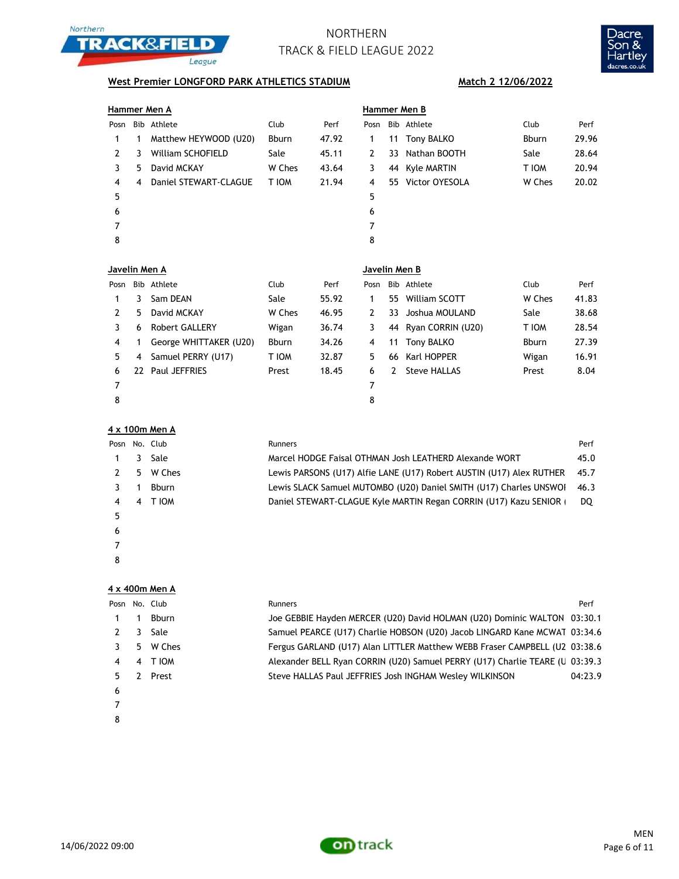# NORTHERN TRACK & FIELD LEAGUE 2022

**West Premier LONGFORD PARK ATHLETICS STADIUM** — **Match 2 12/06/2022**

## Hammer Men A

| Posn | Bib | Athlete | Club | Perf |
|---|---|---|---|---|
| 1 | 1 | Matthew HEYWOOD (U20) | Bburn | 47.92 |
| 2 | 3 | William SCHOFIELD | Sale | 45.11 |
| 3 | 5 | David MCKAY | W Ches | 43.64 |
| 4 | 4 | Daniel STEWART-CLAGUE | T IOM | 21.94 |
| 5 | | | | |
| 6 | | | | |
| 7 | | | | |
| 8 | | | | |

## Hammer Men B

| Posn | Bib | Athlete | Club | Perf |
|---|---|---|---|---|
| 1 | 11 | Tony BALKO | Bburn | 29.96 |
| 2 | 33 | Nathan BOOTH | Sale | 28.64 |
| 3 | 44 | Kyle MARTIN | T IOM | 20.94 |
| 4 | 55 | Victor OYESOLA | W Ches | 20.02 |
| 5 | | | | |
| 6 | | | | |
| 7 | | | | |
| 8 | | | | |

## Javelin Men A

| Posn | Bib | Athlete | Club | Perf |
|---|---|---|---|---|
| 1 | 3 | Sam DEAN | Sale | 55.92 |
| 2 | 5 | David MCKAY | W Ches | 46.95 |
| 3 | 6 | Robert GALLERY | Wigan | 36.74 |
| 4 | 1 | George WHITTAKER (U20) | Bburn | 34.26 |
| 5 | 4 | Samuel PERRY (U17) | T IOM | 32.87 |
| 6 | 22 | Paul JEFFRIES | Prest | 18.45 |
| 7 | | | | |
| 8 | | | | |

## Javelin Men B

| Posn | Bib | Athlete | Club | Perf |
|---|---|---|---|---|
| 1 | 55 | William SCOTT | W Ches | 41.83 |
| 2 | 33 | Joshua MOULAND | Sale | 38.68 |
| 3 | 44 | Ryan CORRIN (U20) | T IOM | 28.54 |
| 4 | 11 | Tony BALKO | Bburn | 27.39 |
| 5 | 66 | Karl HOPPER | Wigan | 16.91 |
| 6 | 2 | Steve HALLAS | Prest | 8.04 |
| 7 | | | | |
| 8 | | | | |

## 4 x 100m Men A

| Posn | No. | Club | Runners | Perf |
|---|---|---|---|---|
| 1 | 3 | Sale | Marcel HODGE Faisal OTHMAN Josh LEATHERD Alexande WORT | 45.0 |
| 2 | 5 | W Ches | Lewis PARSONS (U17) Alfie LANE (U17) Robert AUSTIN (U17) Alex RUTHER | 45.7 |
| 3 | 1 | Bburn | Lewis SLACK Samuel MUTOMBO (U20) Daniel SMITH (U17) Charles UNSWOI | 46.3 |
| 4 | 4 | T IOM | Daniel STEWART-CLAGUE Kyle MARTIN Regan CORRIN (U17) Kazu SENIOR ( | DQ |
| 5 | | | | |
| 6 | | | | |
| 7 | | | | |
| 8 | | | | |

## 4 x 400m Men A

| Posn | No. | Club | Runners | Perf |
|---|---|---|---|---|
| 1 | 1 | Bburn | Joe GEBBIE Hayden MERCER (U20) David HOLMAN (U20) Dominic WALTON | 03:30.1 |
| 2 | 3 | Sale | Samuel PEARCE (U17) Charlie HOBSON (U20) Jacob LINGARD Kane MCWAT | 03:34.6 |
| 3 | 5 | W Ches | Fergus GARLAND (U17) Alan LITTLER Matthew WEBB Fraser CAMPBELL (U2 | 03:38.6 |
| 4 | 4 | T IOM | Alexander BELL Ryan CORRIN (U20) Samuel PERRY (U17) Charlie TEARE (U | 03:39.3 |
| 5 | 2 | Prest | Steve HALLAS Paul JEFFRIES Josh INGHAM Wesley WILKINSON | 04:23.9 |
| 6 | | | | |
| 7 | | | | |
| 8 | | | | |

14/06/2022 09:00 — MEN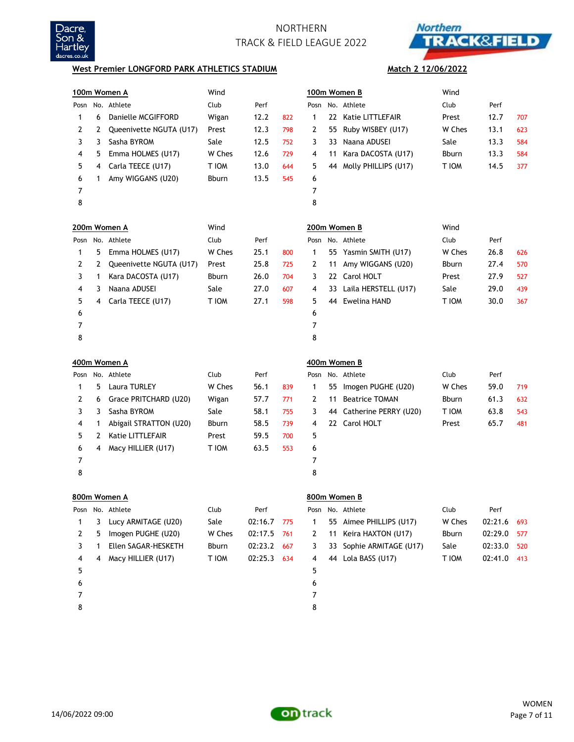NORTHERN

TRACK & FIELD LEAGUE 2022

**West Premier LONGFORD PARK ATHLETICS STADIUM** **Match 2 12/06/2022**

### 100m Women A

Wind

| Posn | No. | Athlete | Club | Perf | |
|---|---|---|---|---|---|
| 1 | 6 | Danielle MCGIFFORD | Wigan | 12.2 | 822 |
| 2 | 2 | Queenivette NGUTA (U17) | Prest | 12.3 | 798 |
| 3 | 3 | Sasha BYROM | Sale | 12.5 | 752 |
| 4 | 5 | Emma HOLMES (U17) | W Ches | 12.6 | 729 |
| 5 | 4 | Carla TEECE (U17) | T IOM | 13.0 | 644 |
| 6 | 1 | Amy WIGGANS (U20) | Bburn | 13.5 | 545 |
| 7 | | | | | |
| 8 | | | | | |

### 100m Women B

Wind

| Posn | No. | Athlete | Club | Perf | |
|---|---|---|---|---|---|
| 1 | 22 | Katie LITTLEFAIR | Prest | 12.7 | 707 |
| 2 | 55 | Ruby WISBEY (U17) | W Ches | 13.1 | 623 |
| 3 | 33 | Naana ADUSEI | Sale | 13.3 | 584 |
| 4 | 11 | Kara DACOSTA (U17) | Bburn | 13.3 | 584 |
| 5 | 44 | Molly PHILLIPS (U17) | T IOM | 14.5 | 377 |
| 6 | | | | | |
| 7 | | | | | |
| 8 | | | | | |

### 200m Women A

Wind

| Posn | No. | Athlete | Club | Perf | |
|---|---|---|---|---|---|
| 1 | 5 | Emma HOLMES (U17) | W Ches | 25.1 | 800 |
| 2 | 2 | Queenivette NGUTA (U17) | Prest | 25.8 | 725 |
| 3 | 1 | Kara DACOSTA (U17) | Bburn | 26.0 | 704 |
| 4 | 3 | Naana ADUSEI | Sale | 27.0 | 607 |
| 5 | 4 | Carla TEECE (U17) | T IOM | 27.1 | 598 |
| 6 | | | | | |
| 7 | | | | | |
| 8 | | | | | |

### 200m Women B

Wind

| Posn | No. | Athlete | Club | Perf | |
|---|---|---|---|---|---|
| 1 | 55 | Yasmin SMITH (U17) | W Ches | 26.8 | 626 |
| 2 | 11 | Amy WIGGANS (U20) | Bburn | 27.4 | 570 |
| 3 | 22 | Carol HOLT | Prest | 27.9 | 527 |
| 4 | 33 | Laila HERSTELL (U17) | Sale | 29.0 | 439 |
| 5 | 44 | Ewelina HAND | T IOM | 30.0 | 367 |
| 6 | | | | | |
| 7 | | | | | |
| 8 | | | | | |

### 400m Women A

| Posn | No. | Athlete | Club | Perf | |
|---|---|---|---|---|---|
| 1 | 5 | Laura TURLEY | W Ches | 56.1 | 839 |
| 2 | 6 | Grace PRITCHARD (U20) | Wigan | 57.7 | 771 |
| 3 | 3 | Sasha BYROM | Sale | 58.1 | 755 |
| 4 | 1 | Abigail STRATTON (U20) | Bburn | 58.5 | 739 |
| 5 | 2 | Katie LITTLEFAIR | Prest | 59.5 | 700 |
| 6 | 4 | Macy HILLIER (U17) | T IOM | 63.5 | 553 |
| 7 | | | | | |
| 8 | | | | | |

### 400m Women B

| Posn | No. | Athlete | Club | Perf | |
|---|---|---|---|---|---|
| 1 | 55 | Imogen PUGHE (U20) | W Ches | 59.0 | 719 |
| 2 | 11 | Beatrice TOMAN | Bburn | 61.3 | 632 |
| 3 | 44 | Catherine PERRY (U20) | T IOM | 63.8 | 543 |
| 4 | 22 | Carol HOLT | Prest | 65.7 | 481 |
| 5 | | | | | |
| 6 | | | | | |
| 7 | | | | | |
| 8 | | | | | |

### 800m Women A

| Posn | No. | Athlete | Club | Perf | |
|---|---|---|---|---|---|
| 1 | 3 | Lucy ARMITAGE (U20) | Sale | 02:16.7 | 775 |
| 2 | 5 | Imogen PUGHE (U20) | W Ches | 02:17.5 | 761 |
| 3 | 1 | Ellen SAGAR-HESKETH | Bburn | 02:23.2 | 667 |
| 4 | 4 | Macy HILLIER (U17) | T IOM | 02:25.3 | 634 |
| 5 | | | | | |
| 6 | | | | | |
| 7 | | | | | |
| 8 | | | | | |

### 800m Women B

| Posn | No. | Athlete | Club | Perf | |
|---|---|---|---|---|---|
| 1 | 55 | Aimee PHILLIPS (U17) | W Ches | 02:21.6 | 693 |
| 2 | 11 | Keira HAXTON (U17) | Bburn | 02:29.0 | 577 |
| 3 | 33 | Sophie ARMITAGE (U17) | Sale | 02:33.0 | 520 |
| 4 | 44 | Lola BASS (U17) | T IOM | 02:41.0 | 413 |
| 5 | | | | | |
| 6 | | | | | |
| 7 | | | | | |
| 8 | | | | | |

14/06/2022 09:00

WOMEN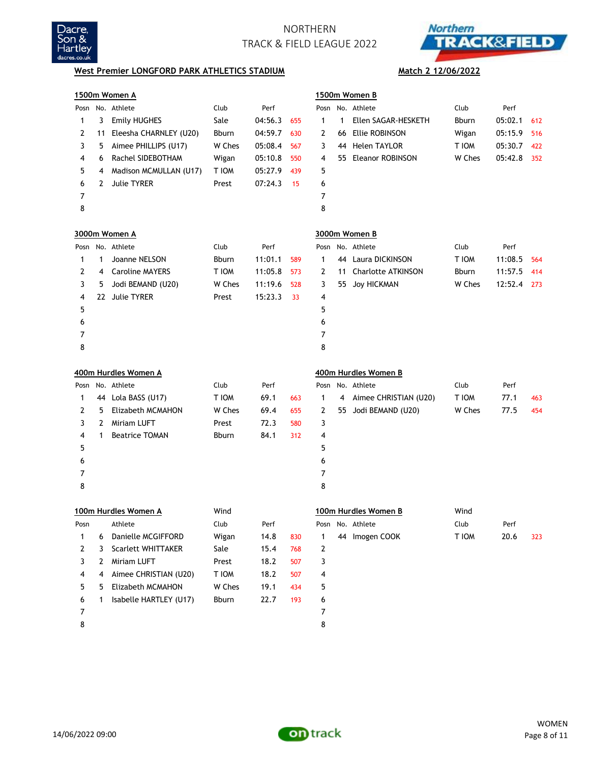# NORTHERN TRACK & FIELD LEAGUE 2022

**West Premier LONGFORD PARK ATHLETICS STADIUM** — **Match 2 12/06/2022**

## 1500m Women A

| Posn | No. | Athlete | Club | Perf | |
|---|---|---|---|---|---|
| 1 | 3 | Emily HUGHES | Sale | 04:56.3 | 655 |
| 2 | 11 | Eleesha CHARNLEY (U20) | Bburn | 04:59.7 | 630 |
| 3 | 5 | Aimee PHILLIPS (U17) | W Ches | 05:08.4 | 567 |
| 4 | 6 | Rachel SIDEBOTHAM | Wigan | 05:10.8 | 550 |
| 5 | 4 | Madison MCMULLAN (U17) | T IOM | 05:27.9 | 439 |
| 6 | 2 | Julie TYRER | Prest | 07:24.3 | 15 |
| 7 | | | | | |
| 8 | | | | | |

## 1500m Women B

| Posn | No. | Athlete | Club | Perf | |
|---|---|---|---|---|---|
| 1 | 1 | Ellen SAGAR-HESKETH | Bburn | 05:02.1 | 612 |
| 2 | 66 | Ellie ROBINSON | Wigan | 05:15.9 | 516 |
| 3 | 44 | Helen TAYLOR | T IOM | 05:30.7 | 422 |
| 4 | 55 | Eleanor ROBINSON | W Ches | 05:42.8 | 352 |
| 5 | | | | | |
| 6 | | | | | |
| 7 | | | | | |
| 8 | | | | | |

## 3000m Women A

| Posn | No. | Athlete | Club | Perf | |
|---|---|---|---|---|---|
| 1 | 1 | Joanne NELSON | Bburn | 11:01.1 | 589 |
| 2 | 4 | Caroline MAYERS | T IOM | 11:05.8 | 573 |
| 3 | 5 | Jodi BEMAND (U20) | W Ches | 11:19.6 | 528 |
| 4 | 22 | Julie TYRER | Prest | 15:23.3 | 33 |
| 5 | | | | | |
| 6 | | | | | |
| 7 | | | | | |
| 8 | | | | | |

## 3000m Women B

| Posn | No. | Athlete | Club | Perf | |
|---|---|---|---|---|---|
| 1 | 44 | Laura DICKINSON | T IOM | 11:08.5 | 564 |
| 2 | 11 | Charlotte ATKINSON | Bburn | 11:57.5 | 414 |
| 3 | 55 | Joy HICKMAN | W Ches | 12:52.4 | 273 |
| 4 | | | | | |
| 5 | | | | | |
| 6 | | | | | |
| 7 | | | | | |
| 8 | | | | | |

## 400m Hurdles Women A

| Posn | No. | Athlete | Club | Perf | |
|---|---|---|---|---|---|
| 1 | 44 | Lola BASS (U17) | T IOM | 69.1 | 663 |
| 2 | 5 | Elizabeth MCMAHON | W Ches | 69.4 | 655 |
| 3 | 2 | Miriam LUFT | Prest | 72.3 | 580 |
| 4 | 1 | Beatrice TOMAN | Bburn | 84.1 | 312 |
| 5 | | | | | |
| 6 | | | | | |
| 7 | | | | | |
| 8 | | | | | |

## 400m Hurdles Women B

| Posn | No. | Athlete | Club | Perf | |
|---|---|---|---|---|---|
| 1 | 4 | Aimee CHRISTIAN (U20) | T IOM | 77.1 | 463 |
| 2 | 55 | Jodi BEMAND (U20) | W Ches | 77.5 | 454 |
| 3 | | | | | |
| 4 | | | | | |
| 5 | | | | | |
| 6 | | | | | |
| 7 | | | | | |
| 8 | | | | | |

## 100m Hurdles Women A

Wind

| Posn | | Athlete | Club | Perf | |
|---|---|---|---|---|---|
| 1 | 6 | Danielle MCGIFFORD | Wigan | 14.8 | 830 |
| 2 | 3 | Scarlett WHITTAKER | Sale | 15.4 | 768 |
| 3 | 2 | Miriam LUFT | Prest | 18.2 | 507 |
| 4 | 4 | Aimee CHRISTIAN (U20) | T IOM | 18.2 | 507 |
| 5 | 5 | Elizabeth MCMAHON | W Ches | 19.1 | 434 |
| 6 | 1 | Isabelle HARTLEY (U17) | Bburn | 22.7 | 193 |
| 7 | | | | | |
| 8 | | | | | |

## 100m Hurdles Women B

Wind

| Posn | No. | Athlete | Club | Perf | |
|---|---|---|---|---|---|
| 1 | 44 | Imogen COOK | T IOM | 20.6 | 323 |
| 2 | | | | | |
| 3 | | | | | |
| 4 | | | | | |
| 5 | | | | | |
| 6 | | | | | |
| 7 | | | | | |
| 8 | | | | | |

14/06/2022 09:00

WOMEN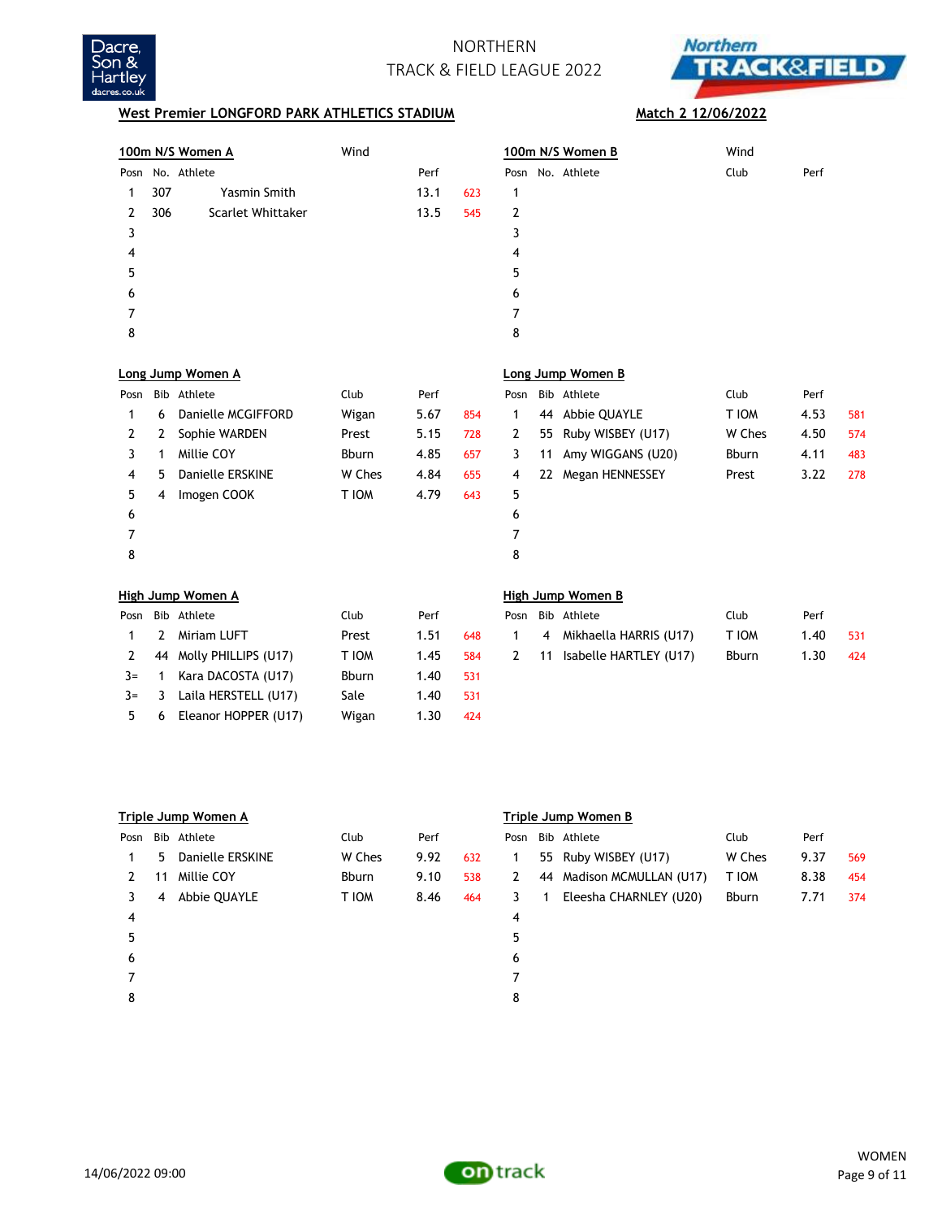# NORTHERN TRACK & FIELD LEAGUE 2022

**West Premier LONGFORD PARK ATHLETICS STADIUM** — **Match 2 12/06/2022**

## 100m N/S Women A

Wind

| Posn | No. | Athlete | Perf | |
|---|---|---|---|---|
| 1 | 307 | Yasmin Smith | 13.1 | 623 |
| 2 | 306 | Scarlet Whittaker | 13.5 | 545 |
| 3 | | | | |
| 4 | | | | |
| 5 | | | | |
| 6 | | | | |
| 7 | | | | |
| 8 | | | | |

## 100m N/S Women B

Wind

| Posn | No. | Athlete | Club | Perf |
|---|---|---|---|---|
| 1 | | | | |
| 2 | | | | |
| 3 | | | | |
| 4 | | | | |
| 5 | | | | |
| 6 | | | | |
| 7 | | | | |
| 8 | | | | |

## Long Jump Women A

| Posn | Bib | Athlete | Club | Perf | |
|---|---|---|---|---|---|
| 1 | 6 | Danielle MCGIFFORD | Wigan | 5.67 | 854 |
| 2 | 2 | Sophie WARDEN | Prest | 5.15 | 728 |
| 3 | 1 | Millie COY | Bburn | 4.85 | 657 |
| 4 | 5 | Danielle ERSKINE | W Ches | 4.84 | 655 |
| 5 | 4 | Imogen COOK | T IOM | 4.79 | 643 |
| 6 | | | | | |
| 7 | | | | | |
| 8 | | | | | |

## Long Jump Women B

| Posn | Bib | Athlete | Club | Perf | |
|---|---|---|---|---|---|
| 1 | 44 | Abbie QUAYLE | T IOM | 4.53 | 581 |
| 2 | 55 | Ruby WISBEY (U17) | W Ches | 4.50 | 574 |
| 3 | 11 | Amy WIGGANS (U20) | Bburn | 4.11 | 483 |
| 4 | 22 | Megan HENNESSEY | Prest | 3.22 | 278 |
| 5 | | | | | |
| 6 | | | | | |
| 7 | | | | | |
| 8 | | | | | |

## High Jump Women A

| Posn | Bib | Athlete | Club | Perf | |
|---|---|---|---|---|---|
| 1 | 2 | Miriam LUFT | Prest | 1.51 | 648 |
| 2 | 44 | Molly PHILLIPS (U17) | T IOM | 1.45 | 584 |
| 3= | 1 | Kara DACOSTA (U17) | Bburn | 1.40 | 531 |
| 3= | 3 | Laila HERSTELL (U17) | Sale | 1.40 | 531 |
| 5 | 6 | Eleanor HOPPER (U17) | Wigan | 1.30 | 424 |

## High Jump Women B

| Posn | Bib | Athlete | Club | Perf | |
|---|---|---|---|---|---|
| 1 | 4 | Mikhaella HARRIS (U17) | T IOM | 1.40 | 531 |
| 2 | 11 | Isabelle HARTLEY (U17) | Bburn | 1.30 | 424 |

## Triple Jump Women A

| Posn | Bib | Athlete | Club | Perf | |
|---|---|---|---|---|---|
| 1 | 5 | Danielle ERSKINE | W Ches | 9.92 | 632 |
| 2 | 11 | Millie COY | Bburn | 9.10 | 538 |
| 3 | 4 | Abbie QUAYLE | T IOM | 8.46 | 464 |
| 4 | | | | | |
| 5 | | | | | |
| 6 | | | | | |
| 7 | | | | | |
| 8 | | | | | |

## Triple Jump Women B

| Posn | Bib | Athlete | Club | Perf | |
|---|---|---|---|---|---|
| 1 | 55 | Ruby WISBEY (U17) | W Ches | 9.37 | 569 |
| 2 | 44 | Madison MCMULLAN (U17) | T IOM | 8.38 | 454 |
| 3 | 1 | Eleesha CHARNLEY (U20) | Bburn | 7.71 | 374 |
| 4 | | | | | |
| 5 | | | | | |
| 6 | | | | | |
| 7 | | | | | |
| 8 | | | | | |

14/06/2022 09:00

WOMEN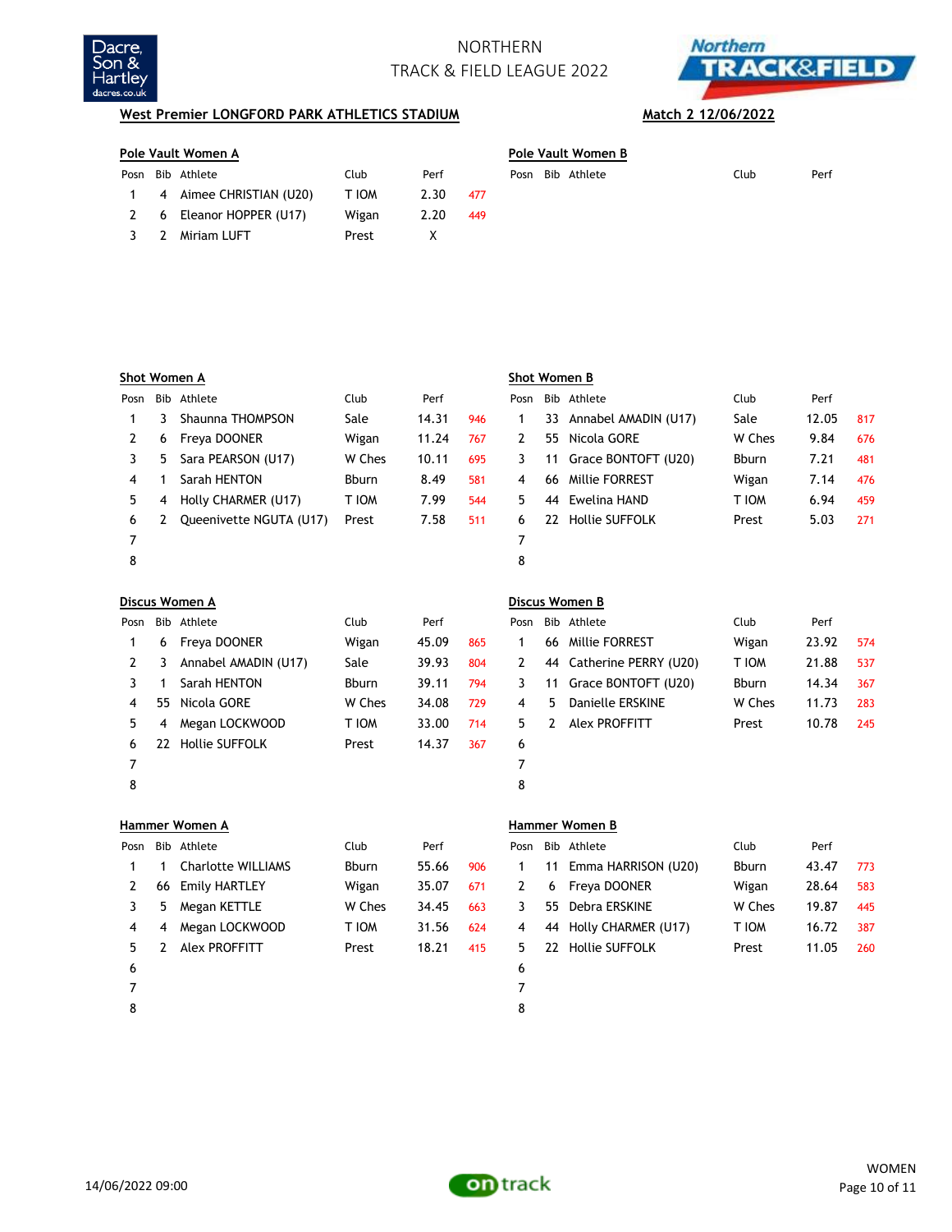# NORTHERN TRACK & FIELD LEAGUE 2022

**West Premier LONGFORD PARK ATHLETICS STADIUM** **Match 2 12/06/2022**

### Pole Vault Women A

| Posn | Bib | Athlete | Club | Perf | |
|---|---|---|---|---|---|
| 1 | 4 | Aimee CHRISTIAN (U20) | T IOM | 2.30 | 477 |
| 2 | 6 | Eleanor HOPPER (U17) | Wigan | 2.20 | 449 |
| 3 | 2 | Miriam LUFT | Prest | X | |

### Pole Vault Women B

| Posn | Bib | Athlete | Club | Perf |
|---|---|---|---|---|

### Shot Women A

| Posn | Bib | Athlete | Club | Perf | |
|---|---|---|---|---|---|
| 1 | 3 | Shaunna THOMPSON | Sale | 14.31 | 946 |
| 2 | 6 | Freya DOONER | Wigan | 11.24 | 767 |
| 3 | 5 | Sara PEARSON (U17) | W Ches | 10.11 | 695 |
| 4 | 1 | Sarah HENTON | Bburn | 8.49 | 581 |
| 5 | 4 | Holly CHARMER (U17) | T IOM | 7.99 | 544 |
| 6 | 2 | Queenivette NGUTA (U17) | Prest | 7.58 | 511 |
| 7 | | | | | |
| 8 | | | | | |

### Shot Women B

| Posn | Bib | Athlete | Club | Perf | |
|---|---|---|---|---|---|
| 1 | 33 | Annabel AMADIN (U17) | Sale | 12.05 | 817 |
| 2 | 55 | Nicola GORE | W Ches | 9.84 | 676 |
| 3 | 11 | Grace BONTOFT (U20) | Bburn | 7.21 | 481 |
| 4 | 66 | Millie FORREST | Wigan | 7.14 | 476 |
| 5 | 44 | Ewelina HAND | T IOM | 6.94 | 459 |
| 6 | 22 | Hollie SUFFOLK | Prest | 5.03 | 271 |
| 7 | | | | | |
| 8 | | | | | |

### Discus Women A

| Posn | Bib | Athlete | Club | Perf | |
|---|---|---|---|---|---|
| 1 | 6 | Freya DOONER | Wigan | 45.09 | 865 |
| 2 | 3 | Annabel AMADIN (U17) | Sale | 39.93 | 804 |
| 3 | 1 | Sarah HENTON | Bburn | 39.11 | 794 |
| 4 | 55 | Nicola GORE | W Ches | 34.08 | 729 |
| 5 | 4 | Megan LOCKWOOD | T IOM | 33.00 | 714 |
| 6 | 22 | Hollie SUFFOLK | Prest | 14.37 | 367 |
| 7 | | | | | |
| 8 | | | | | |

### Discus Women B

| Posn | Bib | Athlete | Club | Perf | |
|---|---|---|---|---|---|
| 1 | 66 | Millie FORREST | Wigan | 23.92 | 574 |
| 2 | 44 | Catherine PERRY (U20) | T IOM | 21.88 | 537 |
| 3 | 11 | Grace BONTOFT (U20) | Bburn | 14.34 | 367 |
| 4 | 5 | Danielle ERSKINE | W Ches | 11.73 | 283 |
| 5 | 2 | Alex PROFFITT | Prest | 10.78 | 245 |
| 6 | | | | | |
| 7 | | | | | |
| 8 | | | | | |

### Hammer Women A

| Posn | Bib | Athlete | Club | Perf | |
|---|---|---|---|---|---|
| 1 | 1 | Charlotte WILLIAMS | Bburn | 55.66 | 906 |
| 2 | 66 | Emily HARTLEY | Wigan | 35.07 | 671 |
| 3 | 5 | Megan KETTLE | W Ches | 34.45 | 663 |
| 4 | 4 | Megan LOCKWOOD | T IOM | 31.56 | 624 |
| 5 | 2 | Alex PROFFITT | Prest | 18.21 | 415 |
| 6 | | | | | |
| 7 | | | | | |
| 8 | | | | | |

### Hammer Women B

| Posn | Bib | Athlete | Club | Perf | |
|---|---|---|---|---|---|
| 1 | 11 | Emma HARRISON (U20) | Bburn | 43.47 | 773 |
| 2 | 6 | Freya DOONER | Wigan | 28.64 | 583 |
| 3 | 55 | Debra ERSKINE | W Ches | 19.87 | 445 |
| 4 | 44 | Holly CHARMER (U17) | T IOM | 16.72 | 387 |
| 5 | 22 | Hollie SUFFOLK | Prest | 11.05 | 260 |
| 6 | | | | | |
| 7 | | | | | |
| 8 | | | | | |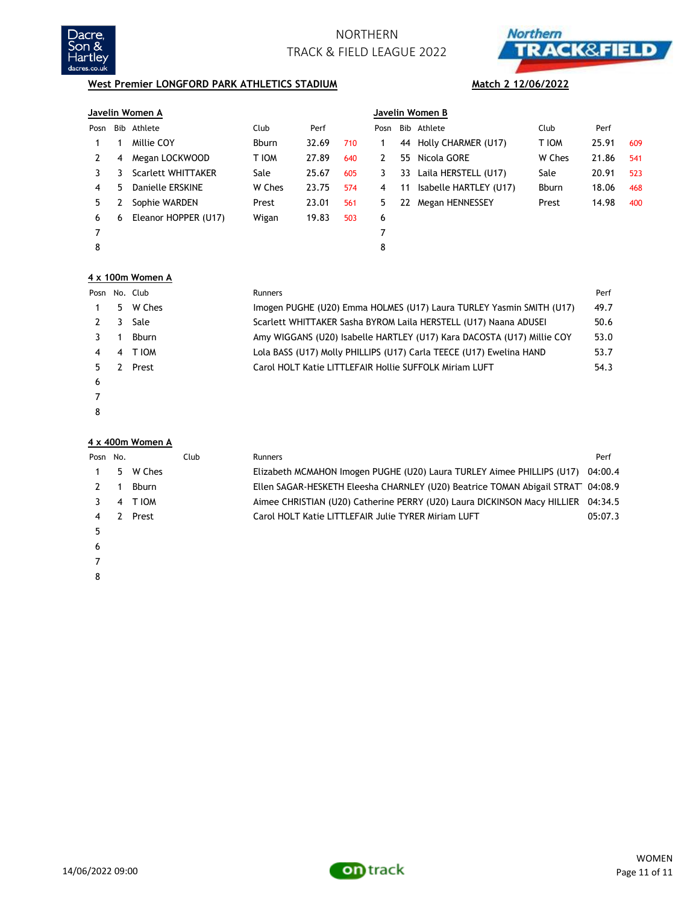NORTHERN
TRACK & FIELD LEAGUE 2022

**West Premier LONGFORD PARK ATHLETICS STADIUM** **Match 2 12/06/2022**

**Javelin Women A**

| Posn | Bib | Athlete | Club | Perf | |
|---|---|---|---|---|---|
| 1 | 1 | Millie COY | Bburn | 32.69 | 710 |
| 2 | 4 | Megan LOCKWOOD | T IOM | 27.89 | 640 |
| 3 | 3 | Scarlett WHITTAKER | Sale | 25.67 | 605 |
| 4 | 5 | Danielle ERSKINE | W Ches | 23.75 | 574 |
| 5 | 2 | Sophie WARDEN | Prest | 23.01 | 561 |
| 6 | 6 | Eleanor HOPPER (U17) | Wigan | 19.83 | 503 |
| 7 | | | | | |
| 8 | | | | | |

**Javelin Women B**

| Posn | Bib | Athlete | Club | Perf | |
|---|---|---|---|---|---|
| 1 | 44 | Holly CHARMER (U17) | T IOM | 25.91 | 609 |
| 2 | 55 | Nicola GORE | W Ches | 21.86 | 541 |
| 3 | 33 | Laila HERSTELL (U17) | Sale | 20.91 | 523 |
| 4 | 11 | Isabelle HARTLEY (U17) | Bburn | 18.06 | 468 |
| 5 | 22 | Megan HENNESSEY | Prest | 14.98 | 400 |
| 6 | | | | | |
| 7 | | | | | |
| 8 | | | | | |

**4 x 100m Women A**

| Posn | No. | Club | Runners | Perf |
|---|---|---|---|---|
| 1 | 5 | W Ches | Imogen PUGHE (U20) Emma HOLMES (U17) Laura TURLEY Yasmin SMITH (U17) | 49.7 |
| 2 | 3 | Sale | Scarlett WHITTAKER Sasha BYROM Laila HERSTELL (U17) Naana ADUSEI | 50.6 |
| 3 | 1 | Bburn | Amy WIGGANS (U20) Isabelle HARTLEY (U17) Kara DACOSTA (U17) Millie COY | 53.0 |
| 4 | 4 | T IOM | Lola BASS (U17) Molly PHILLIPS (U17) Carla TEECE (U17) Ewelina HAND | 53.7 |
| 5 | 2 | Prest | Carol HOLT Katie LITTLEFAIR Hollie SUFFOLK Miriam LUFT | 54.3 |
| 6 | | | | |
| 7 | | | | |
| 8 | | | | |

**4 x 400m Women A**

| Posn | No. | Club | Runners | Perf |
|---|---|---|---|---|
| 1 | 5 | W Ches | Elizabeth MCMAHON Imogen PUGHE (U20) Laura TURLEY Aimee PHILLIPS (U17) | 04:00.4 |
| 2 | 1 | Bburn | Ellen SAGAR-HESKETH Eleesha CHARNLEY (U20) Beatrice TOMAN Abigail STRAT | 04:08.9 |
| 3 | 4 | T IOM | Aimee CHRISTIAN (U20) Catherine PERRY (U20) Laura DICKINSON Macy HILLIER | 04:34.5 |
| 4 | 2 | Prest | Carol HOLT Katie LITTLEFAIR Julie TYRER Miriam LUFT | 05:07.3 |
| 5 | | | | |
| 6 | | | | |
| 7 | | | | |
| 8 | | | | |

14/06/2022 09:00

WOMEN